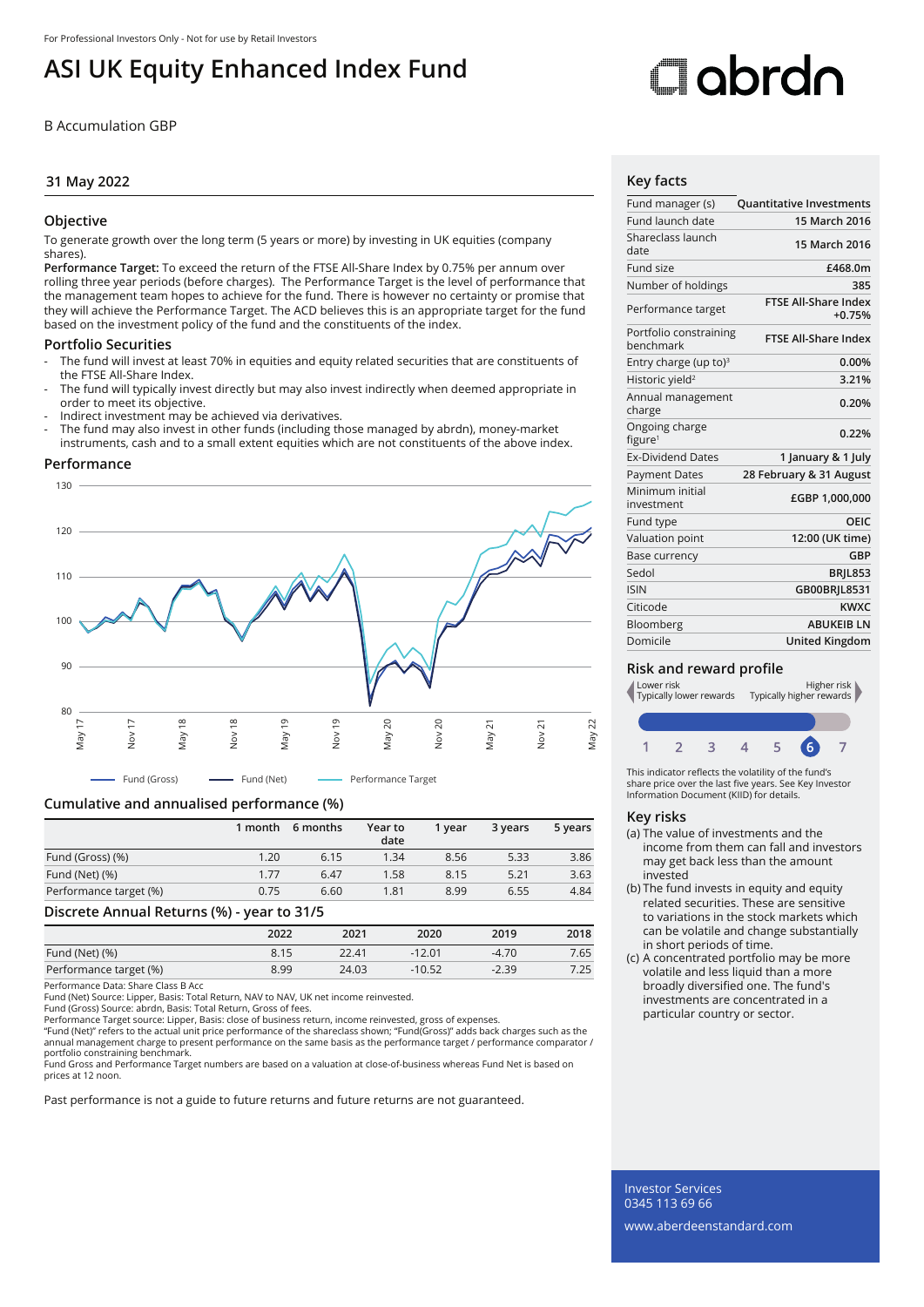For Professional Investors Only - Not for use by Retail Investors

# ASI UK Equity Enhanced Index Fund

B Accumulation GBP

## 31 May 2022

### Objective

To generate growth over the long term (5 years or more) by investing in UK equities (company shares).

**Performance Target:** To exceed the return of the FTSE All-Share Index by 0.75% per annum over rolling three year periods (before charges). The Performance Target is the level of performance that the management team hopes to achieve for the fund. There is however no certainty or promise that they will achieve the Performance Target. The ACD believes this is an appropriate target for the fund based on the investment policy of the fund and the constituents of the index.

### Portfolio Securities

- The fund will invest at least 70% in equities and equity related securities that are constituents of the FTSE All-Share Index.
- The fund will typically invest directly but may also invest indirectly when deemed appropriate in order to meet its objective.
- Indirect investment may be achieved via derivatives.
- The fund may also invest in other funds (including those managed by abrdn), money-market instruments, cash and to a small extent equities which are not constituents of the above index.

### Performance

Fund (Gross) — Fund (Net) — Performance Target

### Cumulative and annualised performance (%)

| | 1 month | 6 months | Year to date | 1 year | 3 years | 5 years |
|---|---|---|---|---|---|---|
| Fund (Gross) (%) | 1.20 | 6.15 | 1.34 | 8.56 | 5.33 | 3.86 |
| Fund (Net) (%) | 1.77 | 6.47 | 1.58 | 8.15 | 5.21 | 3.63 |
| Performance target (%) | 0.75 | 6.60 | 1.81 | 8.99 | 6.55 | 4.84 |

### Discrete Annual Returns (%) - year to 31/5

| | 2022 | 2021 | 2020 | 2019 | 2018 |
|---|---|---|---|---|---|
| Fund (Net) (%) | 8.15 | 22.41 | -12.01 | -4.70 | 7.65 |
| Performance target (%) | 8.99 | 24.03 | -10.52 | -2.39 | 7.25 |

Performance Data: Share Class B Acc
Fund (Net) Source: Lipper, Basis: Total Return, NAV to NAV, UK net income reinvested.
Fund (Gross) Source: abrdn, Basis: Total Return, Gross of fees.
Performance Target source: Lipper, Basis: close of business return, income reinvested, gross of expenses.
"Fund (Net)" refers to the actual unit price performance of the shareclass shown; "Fund(Gross)" adds back charges such as the annual management charge to present performance on the same basis as the performance target / performance comparator / portfolio constraining benchmark.
Fund Gross and Performance Target numbers are based on a valuation at close-of-business whereas Fund Net is based on prices at 12 noon.

Past performance is not a guide to future returns and future returns are not guaranteed.

### Key facts

| | |
|---|---|
| Fund manager (s) | Quantitative Investments |
| Fund launch date | 15 March 2016 |
| Shareclass launch date | 15 March 2016 |
| Fund size | £468.0m |
| Number of holdings | 385 |
| Performance target | FTSE All-Share Index +0.75% |
| Portfolio constraining benchmark | FTSE All-Share Index |
| Entry charge (up to)[3] | 0.00% |
| Historic yield[2] | 3.21% |
| Annual management charge | 0.20% |
| Ongoing charge figure[1] | 0.22% |
| Ex-Dividend Dates | 1 January & 1 July |
| Payment Dates | 28 February & 31 August |
| Minimum initial investment | £GBP 1,000,000 |
| Fund type | OEIC |
| Valuation point | 12:00 (UK time) |
| Base currency | GBP |
| Sedol | BRJL853 |
| ISIN | GB00BRJL8531 |
| Citicode | KWXC |
| Bloomberg | ABUKEIB LN |
| Domicile | United Kingdom |

### Risk and reward profile

Lower risk — Typically lower rewards | Higher risk — Typically higher rewards

1 2 3 4 5 **6** 7

This indicator reflects the volatility of the fund's share price over the last five years. See Key Investor Information Document (KIID) for details.

### Key risks

(a) The value of investments and the income from them can fall and investors may get back less than the amount invested

(b) The fund invests in equity and equity related securities. These are sensitive to variations in the stock markets which can be volatile and change substantially in short periods of time.

(c) A concentrated portfolio may be more volatile and less liquid than a more broadly diversified one. The fund's investments are concentrated in a particular country or sector.

Investor Services
0345 113 69 66
www.aberdeenstandard.com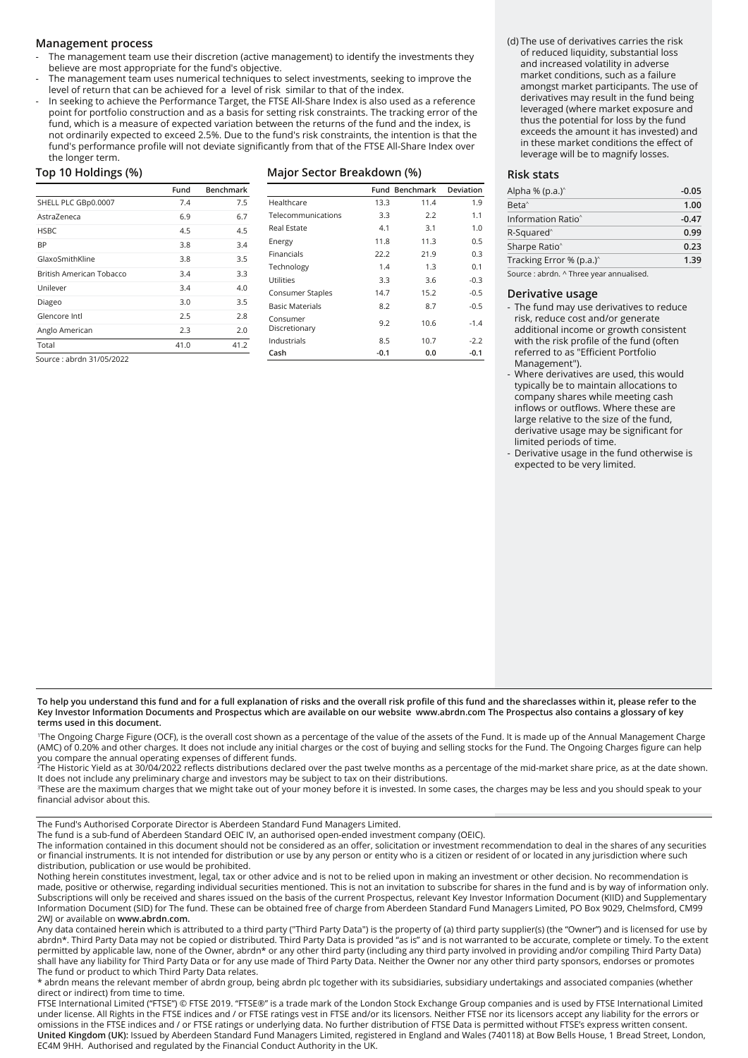## Management process

- The management team use their discretion (active management) to identify the investments they believe are most appropriate for the fund's objective.
- The management team uses numerical techniques to select investments, seeking to improve the level of return that can be achieved for a level of risk similar to that of the index.
- In seeking to achieve the Performance Target, the FTSE All-Share Index is also used as a reference point for portfolio construction and as a basis for setting risk constraints. The tracking error of the fund, which is a measure of expected variation between the returns of the fund and the index, is not ordinarily expected to exceed 2.5%. Due to the fund's risk constraints, the intention is that the fund's performance profile will not deviate significantly from that of the FTSE All-Share Index over the longer term.

## Top 10 Holdings (%)

| | Fund | Benchmark |
|---|---|---|
| SHELL PLC GBp0.0007 | 7.4 | 7.5 |
| AstraZeneca | 6.9 | 6.7 |
| HSBC | 4.5 | 4.5 |
| BP | 3.8 | 3.4 |
| GlaxoSmithKline | 3.8 | 3.5 |
| British American Tobacco | 3.4 | 3.3 |
| Unilever | 3.4 | 4.0 |
| Diageo | 3.0 | 3.5 |
| Glencore Intl | 2.5 | 2.8 |
| Anglo American | 2.3 | 2.0 |
| Total | 41.0 | 41.2 |

Source : abrdn 31/05/2022

## Major Sector Breakdown (%)

| | Fund | Benchmark | Deviation |
|---|---|---|---|
| Healthcare | 13.3 | 11.4 | 1.9 |
| Telecommunications | 3.3 | 2.2 | 1.1 |
| Real Estate | 4.1 | 3.1 | 1.0 |
| Energy | 11.8 | 11.3 | 0.5 |
| Financials | 22.2 | 21.9 | 0.3 |
| Technology | 1.4 | 1.3 | 0.1 |
| Utilities | 3.3 | 3.6 | -0.3 |
| Consumer Staples | 14.7 | 15.2 | -0.5 |
| Basic Materials | 8.2 | 8.7 | -0.5 |
| Consumer Discretionary | 9.2 | 10.6 | -1.4 |
| Industrials | 8.5 | 10.7 | -2.2 |
| **Cash** | **-0.1** | **0.0** | **-0.1** |

(d) The use of derivatives carries the risk of reduced liquidity, substantial loss and increased volatility in adverse market conditions, such as a failure amongst market participants. The use of derivatives may result in the fund being leveraged (where market exposure and thus the potential for loss by the fund exceeds the amount it has invested) and in these market conditions the effect of leverage will be to magnify losses.

## Risk stats

| | |
|---|---|
| Alpha % (p.a.)^ | **-0.05** |
| Beta^ | **1.00** |
| Information Ratio^ | **-0.47** |
| R-Squared^ | **0.99** |
| Sharpe Ratio^ | **0.23** |
| Tracking Error % (p.a.)^ | **1.39** |

Source : abrdn. ^ Three year annualised.

## Derivative usage

- The fund may use derivatives to reduce risk, reduce cost and/or generate additional income or growth consistent with the risk profile of the fund (often referred to as "Efficient Portfolio Management").
- Where derivatives are used, this would typically be to maintain allocations to company shares while meeting cash inflows or outflows. Where these are large relative to the size of the fund, derivative usage may be significant for limited periods of time.
- Derivative usage in the fund otherwise is expected to be very limited.

**To help you understand this fund and for a full explanation of risks and the overall risk profile of this fund and the shareclasses within it, please refer to the Key Investor Information Documents and Prospectus which are available on our website www.abrdn.com The Prospectus also contains a glossary of key terms used in this document.**

[1]The Ongoing Charge Figure (OCF), is the overall cost shown as a percentage of the value of the assets of the Fund. It is made up of the Annual Management Charge (AMC) of 0.20% and other charges. It does not include any initial charges or the cost of buying and selling stocks for the Fund. The Ongoing Charges figure can help you compare the annual operating expenses of different funds.

[2]The Historic Yield as at 30/04/2022 reflects distributions declared over the past twelve months as a percentage of the mid-market share price, as at the date shown. It does not include any preliminary charge and investors may be subject to tax on their distributions.

[3]These are the maximum charges that we might take out of your money before it is invested. In some cases, the charges may be less and you should speak to your financial advisor about this.

The Fund's Authorised Corporate Director is Aberdeen Standard Fund Managers Limited.

The fund is a sub-fund of Aberdeen Standard OEIC IV, an authorised open-ended investment company (OEIC).

The information contained in this document should not be considered as an offer, solicitation or investment recommendation to deal in the shares of any securities or financial instruments. It is not intended for distribution or use by any person or entity who is a citizen or resident of or located in any jurisdiction where such distribution, publication or use would be prohibited.

Nothing herein constitutes investment, legal, tax or other advice and is not to be relied upon in making an investment or other decision. No recommendation is made, positive or otherwise, regarding individual securities mentioned. This is not an invitation to subscribe for shares in the fund and is by way of information only. Subscriptions will only be received and shares issued on the basis of the current Prospectus, relevant Key Investor Information Document (KIID) and Supplementary Information Document (SID) for The fund. These can be obtained free of charge from Aberdeen Standard Fund Managers Limited, PO Box 9029, Chelmsford, CM99 2WJ or available on **www.abrdn.com.**

Any data contained herein which is attributed to a third party ("Third Party Data") is the property of (a) third party supplier(s) (the "Owner") and is licensed for use by abrdn*. Third Party Data may not be copied or distributed. Third Party Data is provided "as is" and is not warranted to be accurate, complete or timely. To the extent permitted by applicable law, none of the Owner, abrdn* or any other third party (including any third party involved in providing and/or compiling Third Party Data) shall have any liability for Third Party Data or for any use made of Third Party Data. Neither the Owner nor any other third party sponsors, endorses or promotes The fund or product to which Third Party Data relates.

* abrdn means the relevant member of abrdn group, being abrdn plc together with its subsidiaries, subsidiary undertakings and associated companies (whether direct or indirect) from time to time.

FTSE International Limited ("FTSE") © FTSE 2019. "FTSE®" is a trade mark of the London Stock Exchange Group companies and is used by FTSE International Limited under license. All Rights in the FTSE indices and / or FTSE ratings vest in FTSE and/or its licensors. Neither FTSE nor its licensors accept any liability for the errors or omissions in the FTSE indices and / or FTSE ratings or underlying data. No further distribution of FTSE Data is permitted without FTSE's express written consent.

**United Kingdom (UK):** Issued by Aberdeen Standard Fund Managers Limited, registered in England and Wales (740118) at Bow Bells House, 1 Bread Street, London, EC4M 9HH. Authorised and regulated by the Financial Conduct Authority in the UK.